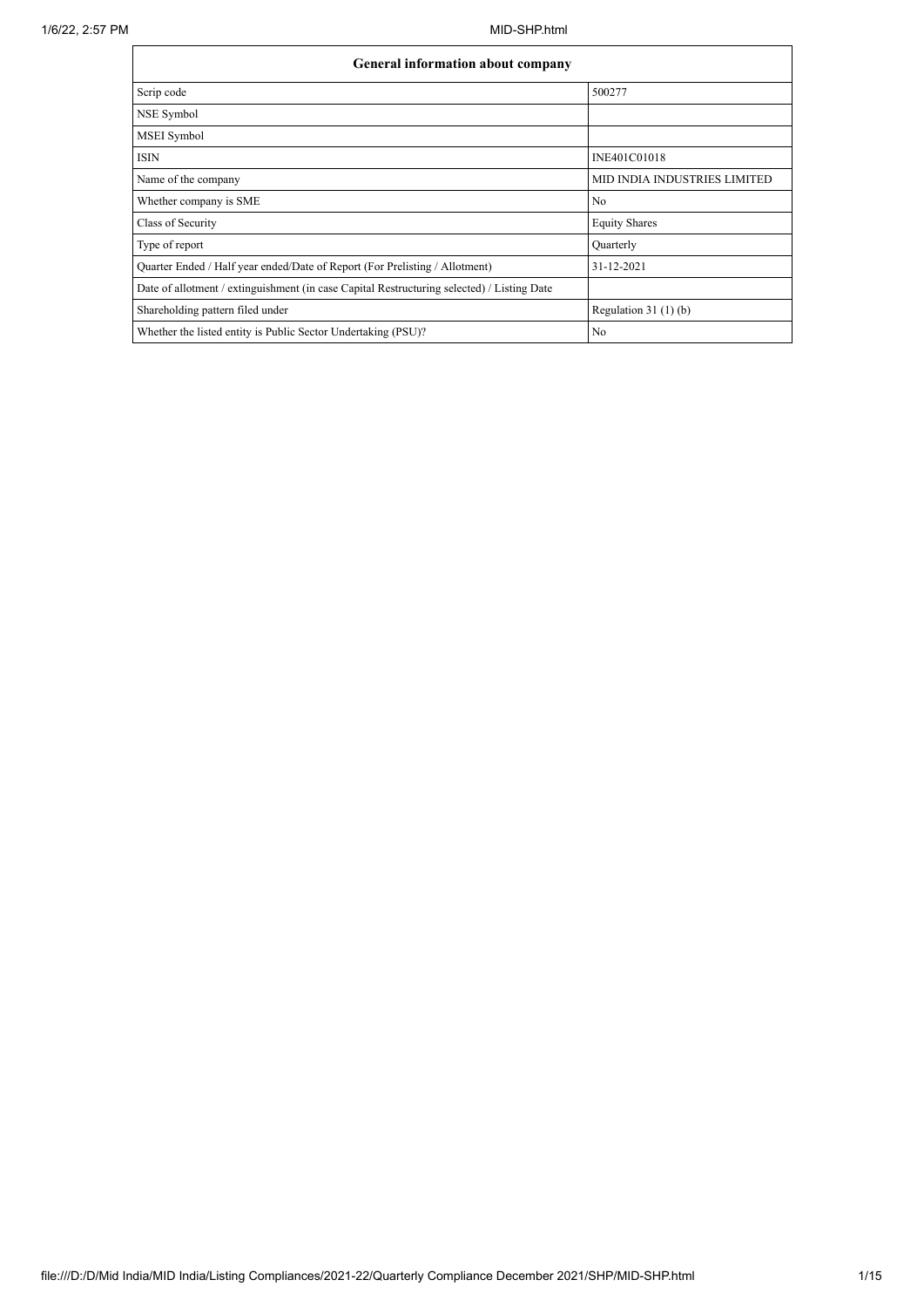| General information about company | |
|---|---|
| Scrip code | 500277 |
| NSE Symbol | |
| MSEI Symbol | |
| ISIN | INE401C01018 |
| Name of the company | MID INDIA INDUSTRIES LIMITED |
| Whether company is SME | No |
| Class of Security | Equity Shares |
| Type of report | Quarterly |
| Quarter Ended / Half year ended/Date of Report (For Prelisting / Allotment) | 31-12-2021 |
| Date of allotment / extinguishment (in case Capital Restructuring selected) / Listing Date | |
| Shareholding pattern filed under | Regulation 31 (1) (b) |
| Whether the listed entity is Public Sector Undertaking (PSU)? | No |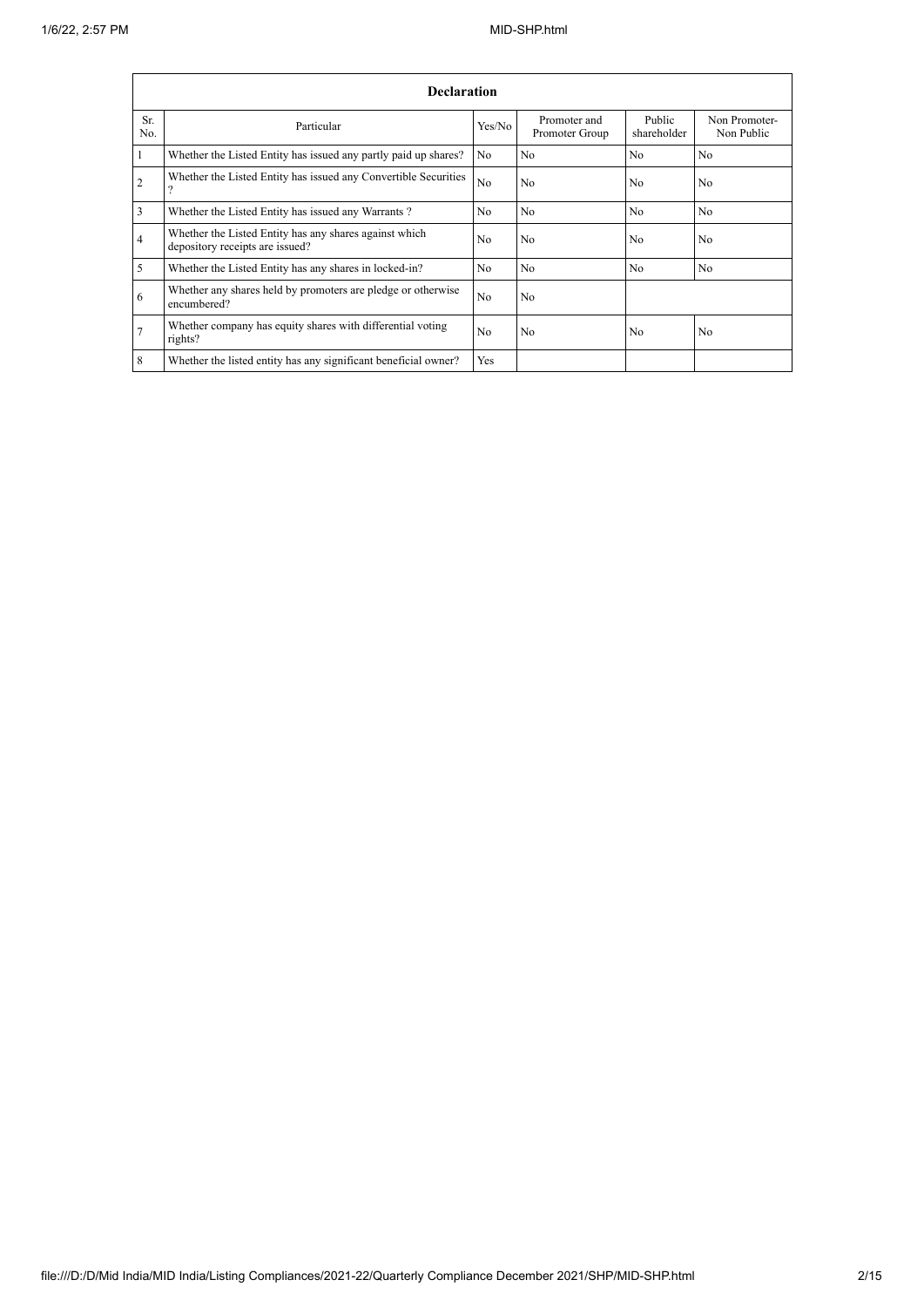| Declaration | | | | | |
|---|---|---|---|---|---|
| Sr. No. | Particular | Yes/No | Promoter and Promoter Group | Public shareholder | Non Promoter-Non Public |
| 1 | Whether the Listed Entity has issued any partly paid up shares? | No | No | No | No |
| 2 | Whether the Listed Entity has issued any Convertible Securities ? | No | No | No | No |
| 3 | Whether the Listed Entity has issued any Warrants ? | No | No | No | No |
| 4 | Whether the Listed Entity has any shares against which depository receipts are issued? | No | No | No | No |
| 5 | Whether the Listed Entity has any shares in locked-in? | No | No | No | No |
| 6 | Whether any shares held by promoters are pledge or otherwise encumbered? | No | No | | |
| 7 | Whether company has equity shares with differential voting rights? | No | No | No | No |
| 8 | Whether the listed entity has any significant beneficial owner? | Yes | | | |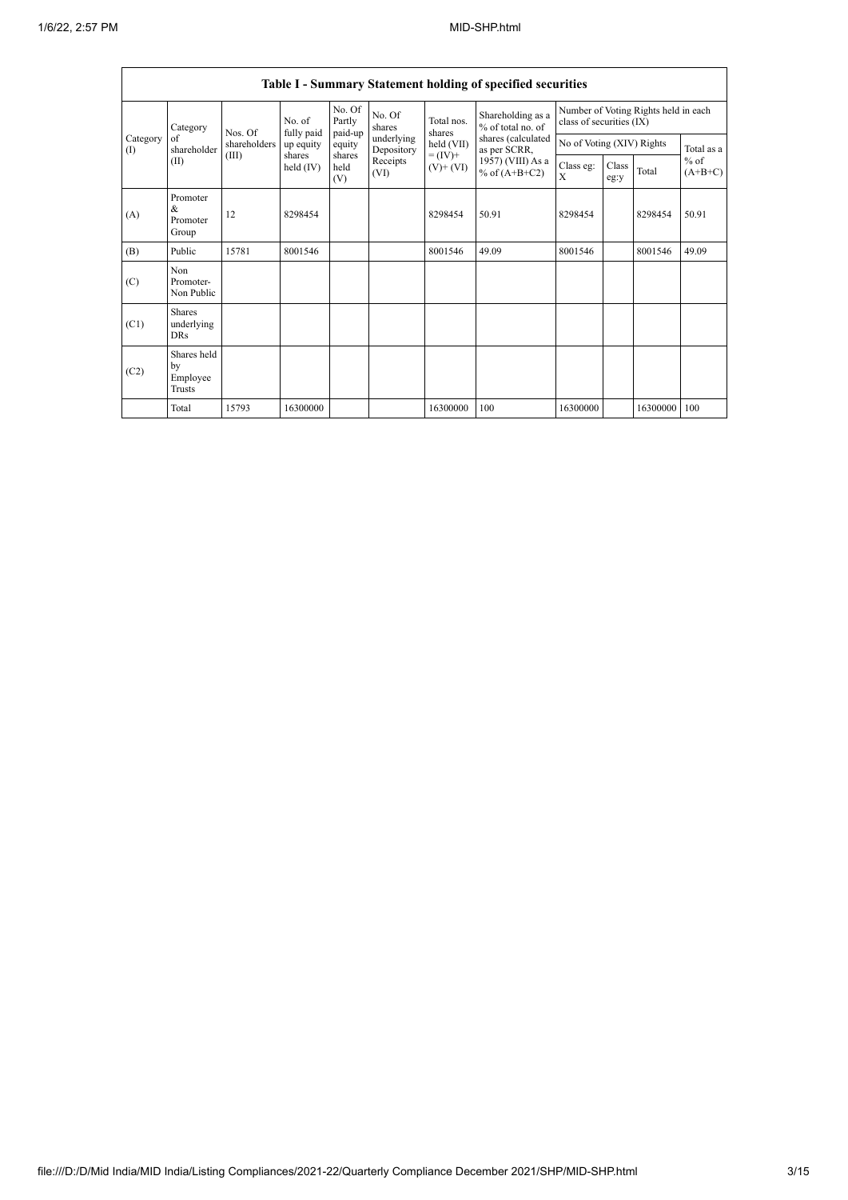| Table I - Summary Statement holding of specified securities | | | | | | | | | | | | |
|---|---|---|---|---|---|---|---|---|---|---|---|---|
| Category (I) | Category of shareholder (II) | Nos. Of shareholders (III) | No. of fully paid up equity shares held (IV) | No. Of Partly paid-up equity shares held (V) | No. Of shares underlying Depository Receipts (VI) | Total nos. shares held (VII) = (IV)+ (V)+ (VI) | Shareholding as a % of total no. of shares (calculated as per SCRR, 1957) (VIII) As a % of (A+B+C2) | Number of Voting Rights held in each class of securities (IX) | | | |
| | | | | | | | | No of Voting (XIV) Rights | | | Total as a % of (A+B+C) |
| | | | | | | | | Class eg: X | Class eg:y | Total | |
| (A) | Promoter & Promoter Group | 12 | 8298454 | | | 8298454 | 50.91 | 8298454 | | 8298454 | 50.91 |
| (B) | Public | 15781 | 8001546 | | | 8001546 | 49.09 | 8001546 | | 8001546 | 49.09 |
| (C) | Non Promoter- Non Public | | | | | | | | | | |
| (C1) | Shares underlying DRs | | | | | | | | | | |
| (C2) | Shares held by Employee Trusts | | | | | | | | | | |
| | Total | 15793 | 16300000 | | | 16300000 | 100 | 16300000 | | 16300000 | 100 |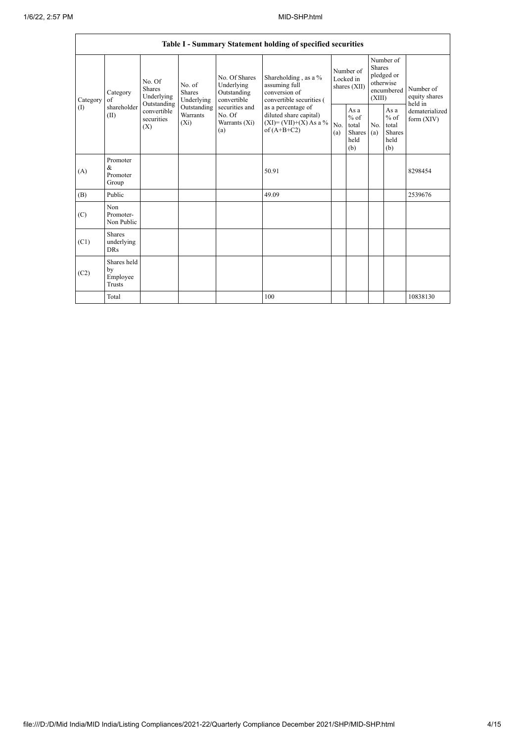| Table I - Summary Statement holding of specified securities | | | | | | | | | | | |
|---|---|---|---|---|---|---|---|---|---|---|---|
| Category (I) | Category of shareholder (II) | No. Of Shares Underlying Outstanding convertible securities (X) | No. of Shares Underlying Outstanding Warrants (Xi) | No. Of Shares Underlying Outstanding convertible securities and No. Of Warrants (Xi) (a) | Shareholding , as a % assuming full conversion of convertible securities ( as a percentage of diluted share capital) (XI)= (VII)+(X) As a % of (A+B+C2) | Number of Locked in shares (XII) | | Number of Shares pledged or otherwise encumbered (XIII) | | Number of equity shares held in dematerialized form (XIV) |
| | | | | | | No. (a) | As a % of total Shares held (b) | No. (a) | As a % of total Shares held (b) | |
| (A) | Promoter & Promoter Group | | | | 50.91 | | | | | 8298454 |
| (B) | Public | | | | 49.09 | | | | | 2539676 |
| (C) | Non Promoter- Non Public | | | | | | | | | |
| (C1) | Shares underlying DRs | | | | | | | | | |
| (C2) | Shares held by Employee Trusts | | | | | | | | | |
| | Total | | | | 100 | | | | | 10838130 |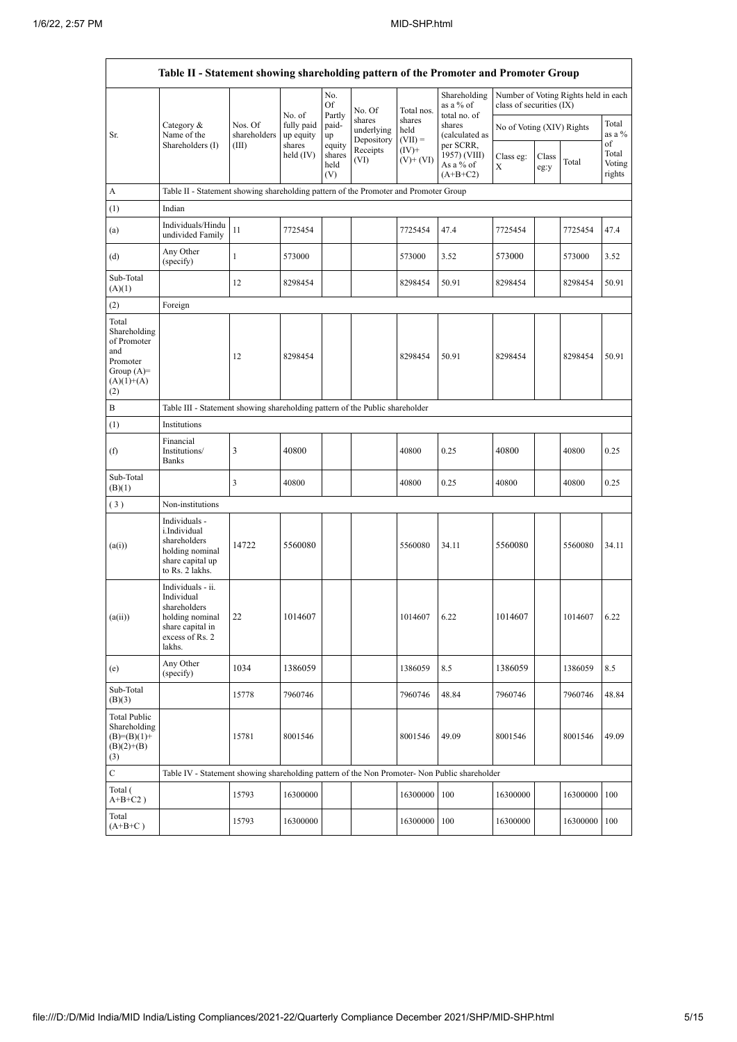| Table II - Statement showing shareholding pattern of the Promoter and Promoter Group | | | | | | | | | | | |
|---|---|---|---|---|---|---|---|---|---|---|---|
| Sr. | Category & Name of the Shareholders (I) | Nos. Of shareholders (III) | No. of fully paid up equity shares held (IV) | No. Of Partly paid-up equity shares held (V) | No. Of shares underlying Depository Receipts (VI) | Total nos. shares held (VII) = (IV)+ (V)+ (VI) | Shareholding as a % of total no. of shares (calculated as per SCRR, 1957) (VIII) As a % of (A+B+C2) | Number of Voting Rights held in each class of securities (IX) | | | |
| | | | | | | | | No of Voting (XIV) Rights | | | Total as a % of Total Voting rights |
| | | | | | | | | Class eg: X | Class eg:y | Total | |
| A | Table II - Statement showing shareholding pattern of the Promoter and Promoter Group | | | | | | | | | | |
| (1) | Indian | | | | | | | | | | |
| (a) | Individuals/Hindu undivided Family | 11 | 7725454 | | | 7725454 | 47.4 | 7725454 | | 7725454 | 47.4 |
| (d) | Any Other (specify) | 1 | 573000 | | | 573000 | 3.52 | 573000 | | 573000 | 3.52 |
| Sub-Total (A)(1) | | 12 | 8298454 | | | 8298454 | 50.91 | 8298454 | | 8298454 | 50.91 |
| (2) | Foreign | | | | | | | | | | |
| Total Shareholding of Promoter and Promoter Group (A)= (A)(1)+(A)(2) | | 12 | 8298454 | | | 8298454 | 50.91 | 8298454 | | 8298454 | 50.91 |
| B | Table III - Statement showing shareholding pattern of the Public shareholder | | | | | | | | | | |
| (1) | Institutions | | | | | | | | | | |
| (f) | Financial Institutions/ Banks | 3 | 40800 | | | 40800 | 0.25 | 40800 | | 40800 | 0.25 |
| Sub-Total (B)(1) | | 3 | 40800 | | | 40800 | 0.25 | 40800 | | 40800 | 0.25 |
| (3) | Non-institutions | | | | | | | | | | |
| (a(i)) | Individuals - i.Individual shareholders holding nominal share capital up to Rs. 2 lakhs. | 14722 | 5560080 | | | 5560080 | 34.11 | 5560080 | | 5560080 | 34.11 |
| (a(ii)) | Individuals - ii. Individual shareholders holding nominal share capital in excess of Rs. 2 lakhs. | 22 | 1014607 | | | 1014607 | 6.22 | 1014607 | | 1014607 | 6.22 |
| (e) | Any Other (specify) | 1034 | 1386059 | | | 1386059 | 8.5 | 1386059 | | 1386059 | 8.5 |
| Sub-Total (B)(3) | | 15778 | 7960746 | | | 7960746 | 48.84 | 7960746 | | 7960746 | 48.84 |
| Total Public Shareholding (B)=(B)(1)+(B)(2)+(B)(3) | | 15781 | 8001546 | | | 8001546 | 49.09 | 8001546 | | 8001546 | 49.09 |
| C | Table IV - Statement showing shareholding pattern of the Non Promoter- Non Public shareholder | | | | | | | | | | |
| Total ( A+B+C2 ) | | 15793 | 16300000 | | | 16300000 | 100 | 16300000 | | 16300000 | 100 |
| Total (A+B+C ) | | 15793 | 16300000 | | | 16300000 | 100 | 16300000 | | 16300000 | 100 |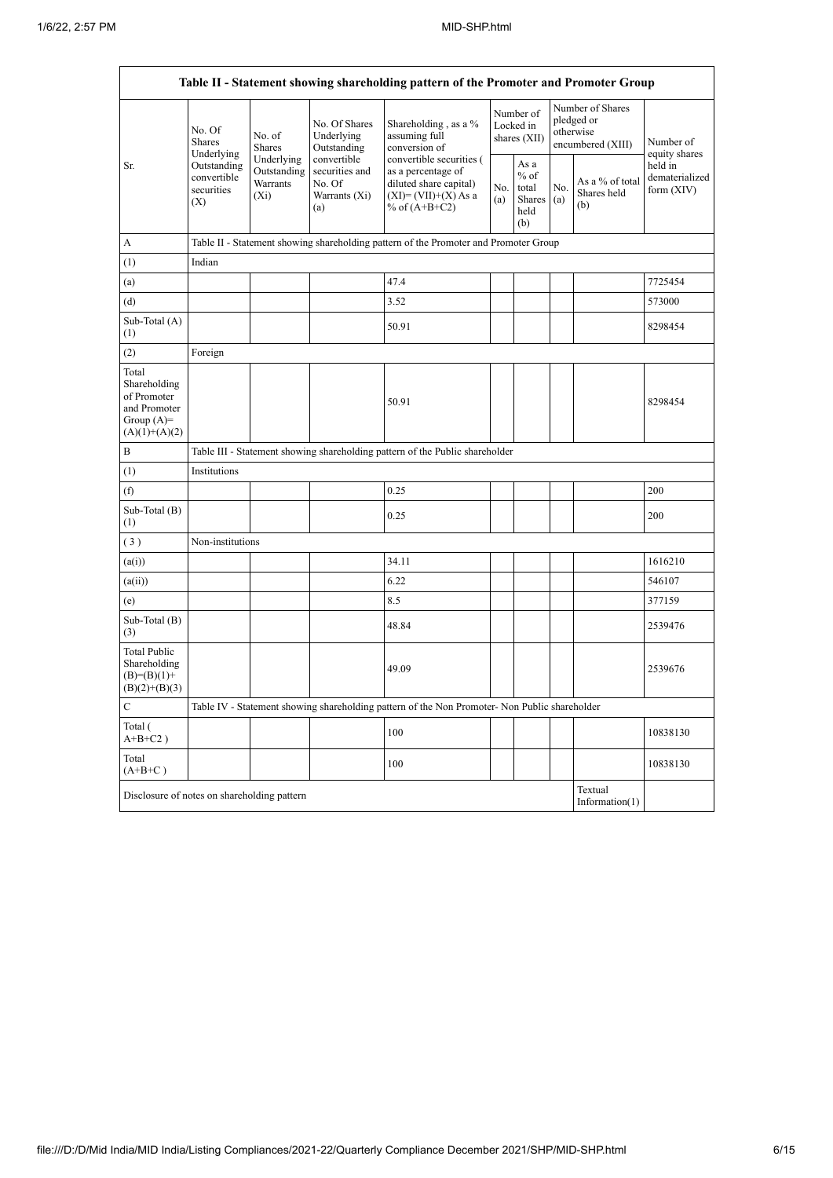| Table II - Statement showing shareholding pattern of the Promoter and Promoter Group | | | | | | | | | |
|---|---|---|---|---|---|---|---|---|---|
| Sr. | No. Of Shares Underlying Outstanding convertible securities (X) | No. of Shares Underlying Outstanding Warrants (Xi) | No. Of Shares Underlying Outstanding convertible securities and No. Of Warrants (Xi) (a) | Shareholding , as a % assuming full conversion of convertible securities ( as a percentage of diluted share capital) (XI)= (VII)+(X) As a % of (A+B+C2) | Number of Locked in shares (XII) | | Number of Shares pledged or otherwise encumbered (XIII) | | Number of equity shares held in dematerialized form (XIV) |
| | | | | | No. (a) | As a % of total Shares held (b) | No. (a) | As a % of total Shares held (b) | |
| A | Table II - Statement showing shareholding pattern of the Promoter and Promoter Group | | | | | | | | |
| (1) | Indian | | | | | | | | |
| (a) | | | | 47.4 | | | | | 7725454 |
| (d) | | | | 3.52 | | | | | 573000 |
| Sub-Total (A) (1) | | | | 50.91 | | | | | 8298454 |
| (2) | Foreign | | | | | | | | |
| Total Shareholding of Promoter and Promoter Group (A)= (A)(1)+(A)(2) | | | | 50.91 | | | | | 8298454 |
| B | Table III - Statement showing shareholding pattern of the Public shareholder | | | | | | | | |
| (1) | Institutions | | | | | | | | |
| (f) | | | | 0.25 | | | | | 200 |
| Sub-Total (B) (1) | | | | 0.25 | | | | | 200 |
| ( 3 ) | Non-institutions | | | | | | | | |
| (a(i)) | | | | 34.11 | | | | | 1616210 |
| (a(ii)) | | | | 6.22 | | | | | 546107 |
| (e) | | | | 8.5 | | | | | 377159 |
| Sub-Total (B) (3) | | | | 48.84 | | | | | 2539476 |
| Total Public Shareholding (B)=(B)(1)+(B)(2)+(B)(3) | | | | 49.09 | | | | | 2539676 |
| C | Table IV - Statement showing shareholding pattern of the Non Promoter- Non Public shareholder | | | | | | | | |
| Total ( A+B+C2 ) | | | | 100 | | | | | 10838130 |
| Total (A+B+C ) | | | | 100 | | | | | 10838130 |
| Disclosure of notes on shareholding pattern | | | | | | | | Textual Information(1) | |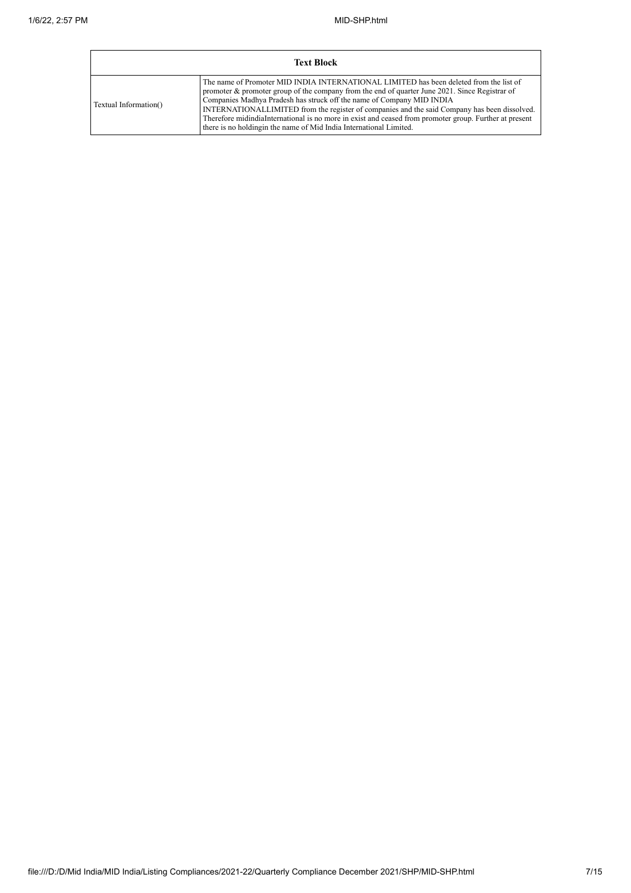| Text Block | |
|---|---|
| Textual Information() | The name of Promoter MID INDIA INTERNATIONAL LIMITED has been deleted from the list of promoter & promoter group of the company from the end of quarter June 2021. Since Registrar of Companies Madhya Pradesh has struck off the name of Company MID INDIA INTERNATIONALLIMITED from the register of companies and the said Company has been dissolved. Therefore midindiaInternational is no more in exist and ceased from promoter group. Further at present there is no holdingin the name of Mid India International Limited. |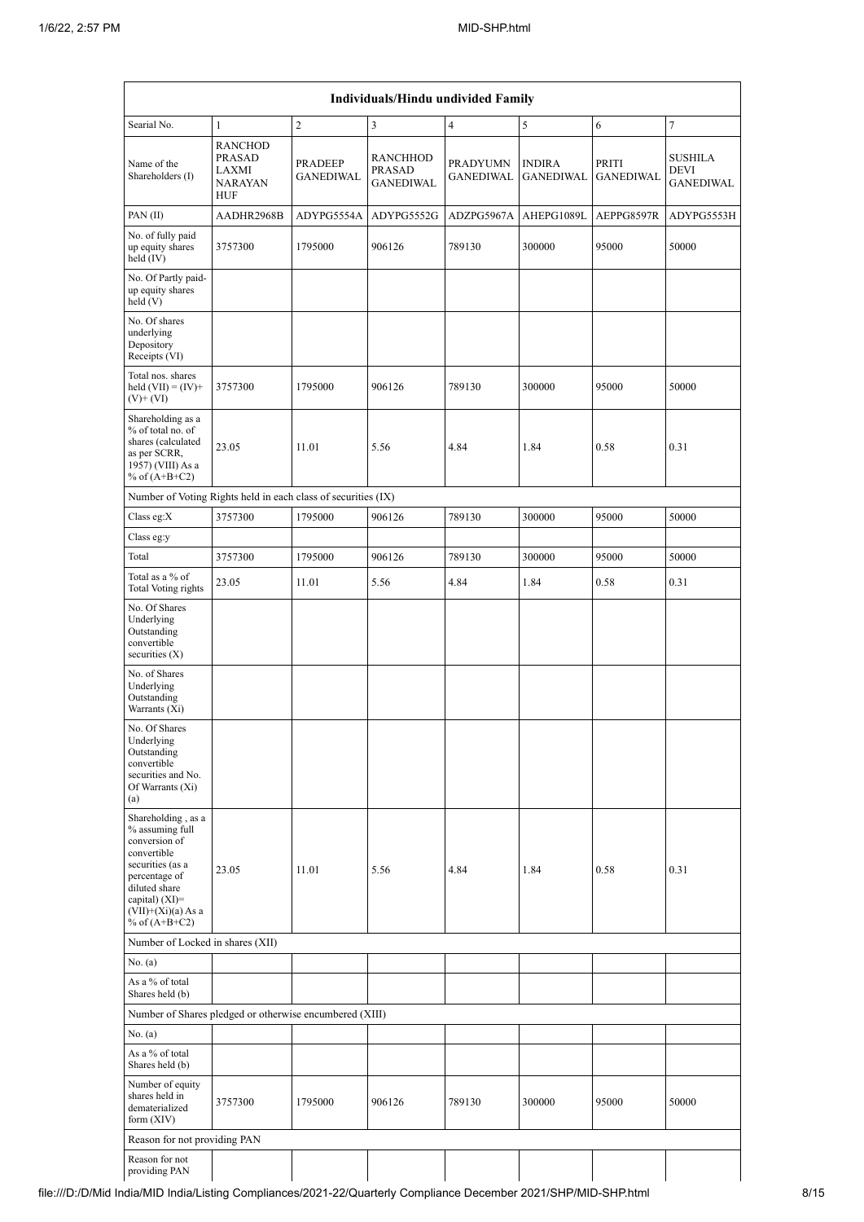| Individuals/Hindu undivided Family | | | | | | | |
|---|---|---|---|---|---|---|---|
| Searial No. | 1 | 2 | 3 | 4 | 5 | 6 | 7 |
| Name of the Shareholders (I) | RANCHOD PRASAD LAXMI NARAYAN HUF | PRADEEP GANEDIWAL | RANCHHOD PRASAD GANEDIWAL | PRADYUMN GANEDIWAL | INDIRA GANEDIWAL | PRITI GANEDIWAL | SUSHILA DEVI GANEDIWAL |
| PAN (II) | AADHR2968B | ADYPG5554A | ADYPG5552G | ADZPG5967A | AHEPG1089L | AEPPG8597R | ADYPG5553H |
| No. of fully paid up equity shares held (IV) | 3757300 | 1795000 | 906126 | 789130 | 300000 | 95000 | 50000 |
| No. Of Partly paid-up equity shares held (V) | | | | | | | |
| No. Of shares underlying Depository Receipts (VI) | | | | | | | |
| Total nos. shares held (VII) = (IV)+(V)+ (VI) | 3757300 | 1795000 | 906126 | 789130 | 300000 | 95000 | 50000 |
| Shareholding as a % of total no. of shares (calculated as per SCRR, 1957) (VIII) As a % of (A+B+C2) | 23.05 | 11.01 | 5.56 | 4.84 | 1.84 | 0.58 | 0.31 |
| Number of Voting Rights held in each class of securities (IX) | | | | | | | |
| Class eg:X | 3757300 | 1795000 | 906126 | 789130 | 300000 | 95000 | 50000 |
| Class eg:y | | | | | | | |
| Total | 3757300 | 1795000 | 906126 | 789130 | 300000 | 95000 | 50000 |
| Total as a % of Total Voting rights | 23.05 | 11.01 | 5.56 | 4.84 | 1.84 | 0.58 | 0.31 |
| No. Of Shares Underlying Outstanding convertible securities (X) | | | | | | | |
| No. of Shares Underlying Outstanding Warrants (Xi) | | | | | | | |
| No. Of Shares Underlying Outstanding convertible securities and No. Of Warrants (Xi) (a) | | | | | | | |
| Shareholding , as a % assuming full conversion of convertible securities (as a percentage of diluted share capital) (XI)= (VII)+(Xi)(a) As a % of (A+B+C2) | 23.05 | 11.01 | 5.56 | 4.84 | 1.84 | 0.58 | 0.31 |
| Number of Locked in shares (XII) | | | | | | | |
| No. (a) | | | | | | | |
| As a % of total Shares held (b) | | | | | | | |
| Number of Shares pledged or otherwise encumbered (XIII) | | | | | | | |
| No. (a) | | | | | | | |
| As a % of total Shares held (b) | | | | | | | |
| Number of equity shares held in dematerialized form (XIV) | 3757300 | 1795000 | 906126 | 789130 | 300000 | 95000 | 50000 |
| Reason for not providing PAN | | | | | | | |
| Reason for not providing PAN | | | | | | | |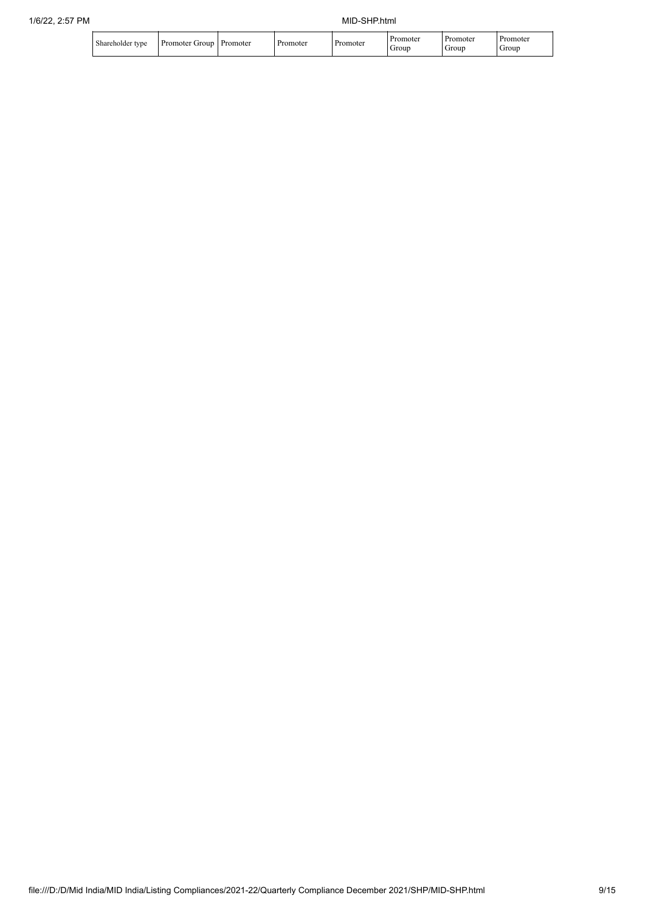| Shareholder type | Promoter Group | Promoter | Promoter | Promoter | Promoter Group | Promoter Group | Promoter Group |
|---|---|---|---|---|---|---|---|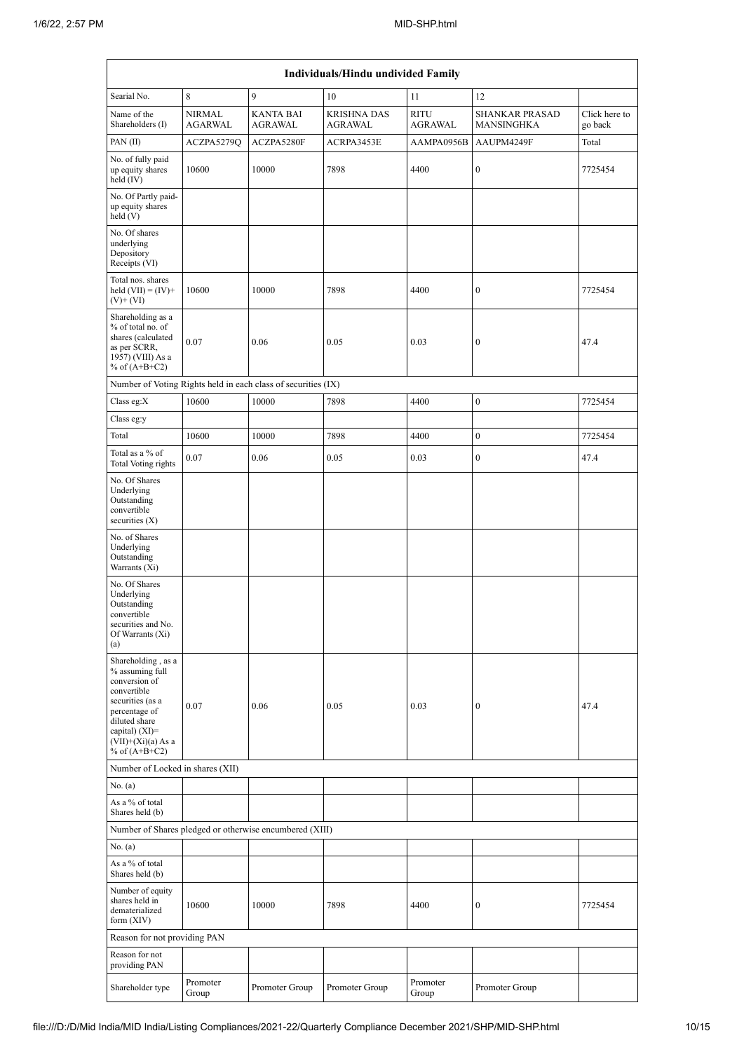| Individuals/Hindu undivided Family | | | | | | |
|---|---|---|---|---|---|---|
| Searial No. | 8 | 9 | 10 | 11 | 12 | |
| Name of the Shareholders (I) | NIRMAL AGARWAL | KANTA BAI AGRAWAL | KRISHNA DAS AGRAWAL | RITU AGRAWAL | SHANKAR PRASAD MANSINGHKA | Click here to go back |
| PAN (II) | ACZPA5279Q | ACZPA5280F | ACRPA3453E | AAMPA0956B | AAUPM4249F | Total |
| No. of fully paid up equity shares held (IV) | 10600 | 10000 | 7898 | 4400 | 0 | 7725454 |
| No. Of Partly paid-up equity shares held (V) | | | | | | |
| No. Of shares underlying Depository Receipts (VI) | | | | | | |
| Total nos. shares held (VII) = (IV)+ (V)+ (VI) | 10600 | 10000 | 7898 | 4400 | 0 | 7725454 |
| Shareholding as a % of total no. of shares (calculated as per SCRR, 1957) (VIII) As a % of (A+B+C2) | 0.07 | 0.06 | 0.05 | 0.03 | 0 | 47.4 |
| Number of Voting Rights held in each class of securities (IX) | | | | | | |
| Class eg:X | 10600 | 10000 | 7898 | 4400 | 0 | 7725454 |
| Class eg:y | | | | | | |
| Total | 10600 | 10000 | 7898 | 4400 | 0 | 7725454 |
| Total as a % of Total Voting rights | 0.07 | 0.06 | 0.05 | 0.03 | 0 | 47.4 |
| No. Of Shares Underlying Outstanding convertible securities (X) | | | | | | |
| No. of Shares Underlying Outstanding Warrants (Xi) | | | | | | |
| No. Of Shares Underlying Outstanding convertible securities and No. Of Warrants (Xi) (a) | | | | | | |
| Shareholding , as a % assuming full conversion of convertible securities (as a percentage of diluted share capital) (XI)= (VII)+(Xi)(a) As a % of (A+B+C2) | 0.07 | 0.06 | 0.05 | 0.03 | 0 | 47.4 |
| Number of Locked in shares (XII) | | | | | | |
| No. (a) | | | | | | |
| As a % of total Shares held (b) | | | | | | |
| Number of Shares pledged or otherwise encumbered (XIII) | | | | | | |
| No. (a) | | | | | | |
| As a % of total Shares held (b) | | | | | | |
| Number of equity shares held in dematerialized form (XIV) | 10600 | 10000 | 7898 | 4400 | 0 | 7725454 |
| Reason for not providing PAN | | | | | | |
| Reason for not providing PAN | | | | | | |
| Shareholder type | Promoter Group | Promoter Group | Promoter Group | Promoter Group | Promoter Group | |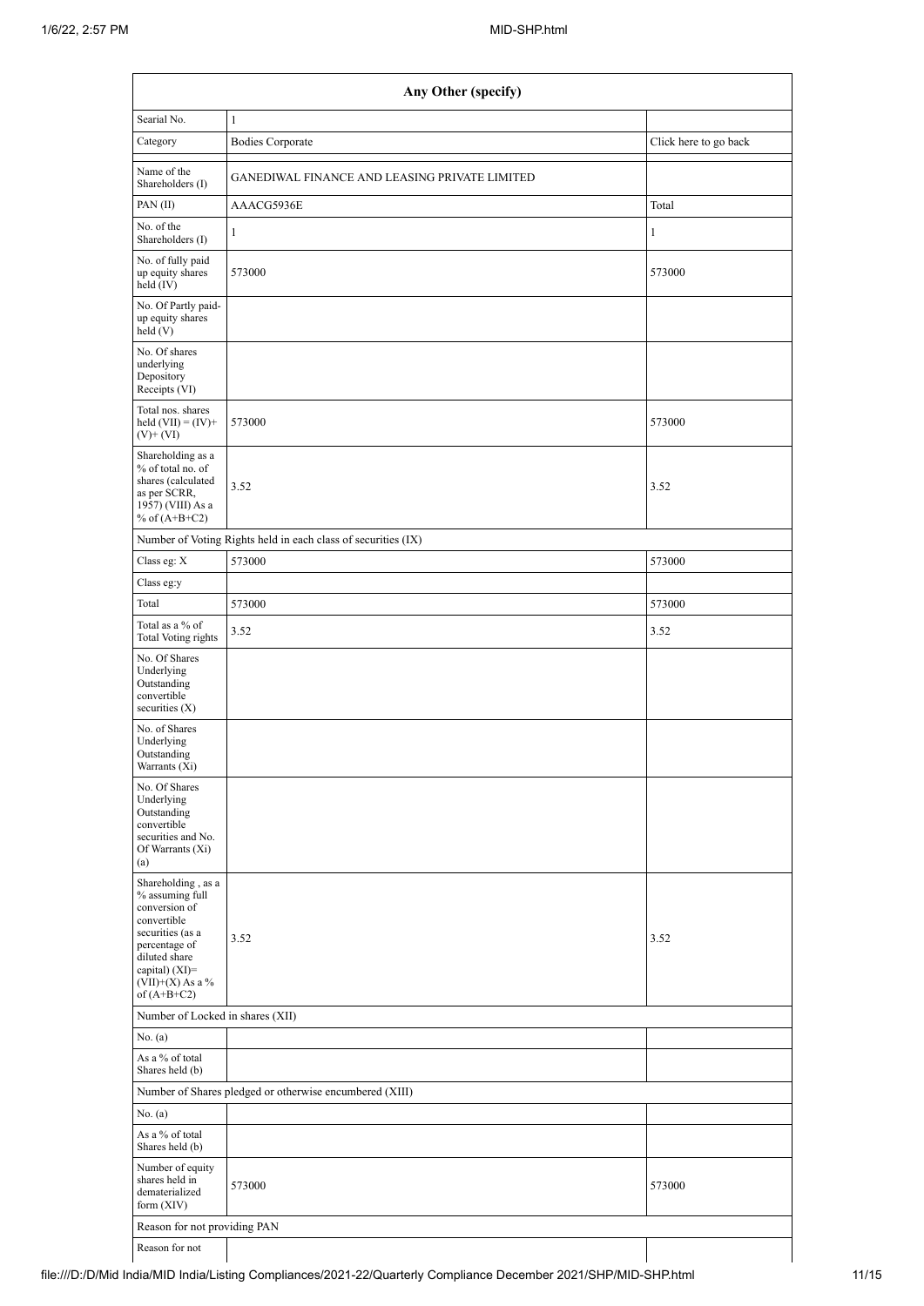| Any Other (specify) | | |
|---|---|---|
| Searial No. | 1 | |
| Category | Bodies Corporate | Click here to go back |
| Name of the Shareholders (I) | GANEDIWAL FINANCE AND LEASING PRIVATE LIMITED | |
| PAN (II) | AAACG5936E | Total |
| No. of the Shareholders (I) | 1 | 1 |
| No. of fully paid up equity shares held (IV) | 573000 | 573000 |
| No. Of Partly paid-up equity shares held (V) | | |
| No. Of shares underlying Depository Receipts (VI) | | |
| Total nos. shares held (VII) = (IV)+ (V)+ (VI) | 573000 | 573000 |
| Shareholding as a % of total no. of shares (calculated as per SCRR, 1957) (VIII) As a % of (A+B+C2) | 3.52 | 3.52 |
| Number of Voting Rights held in each class of securities (IX) | | |
| Class eg: X | 573000 | 573000 |
| Class eg:y | | |
| Total | 573000 | 573000 |
| Total as a % of Total Voting rights | 3.52 | 3.52 |
| No. Of Shares Underlying Outstanding convertible securities (X) | | |
| No. of Shares Underlying Outstanding Warrants (Xi) | | |
| No. Of Shares Underlying Outstanding convertible securities and No. Of Warrants (Xi) (a) | | |
| Shareholding , as a % assuming full conversion of convertible securities (as a percentage of diluted share capital) (XI)= (VII)+(X) As a % of (A+B+C2) | 3.52 | 3.52 |
| Number of Locked in shares (XII) | | |
| No. (a) | | |
| As a % of total Shares held (b) | | |
| Number of Shares pledged or otherwise encumbered (XIII) | | |
| No. (a) | | |
| As a % of total Shares held (b) | | |
| Number of equity shares held in dematerialized form (XIV) | 573000 | 573000 |
| Reason for not providing PAN | | |
| Reason for not | | |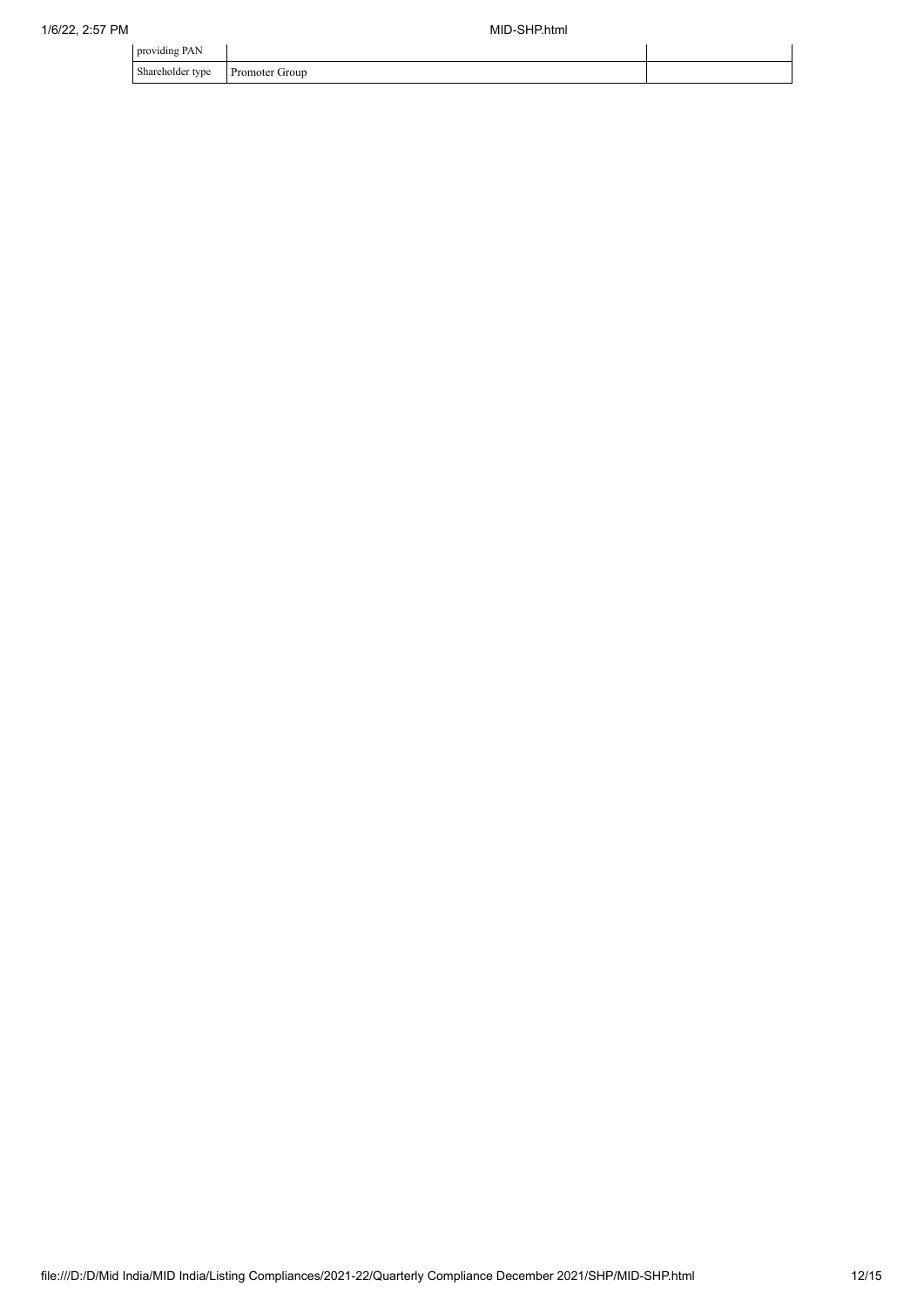| providing PAN | | |
|---|---|---|
| Shareholder type | Promoter Group | |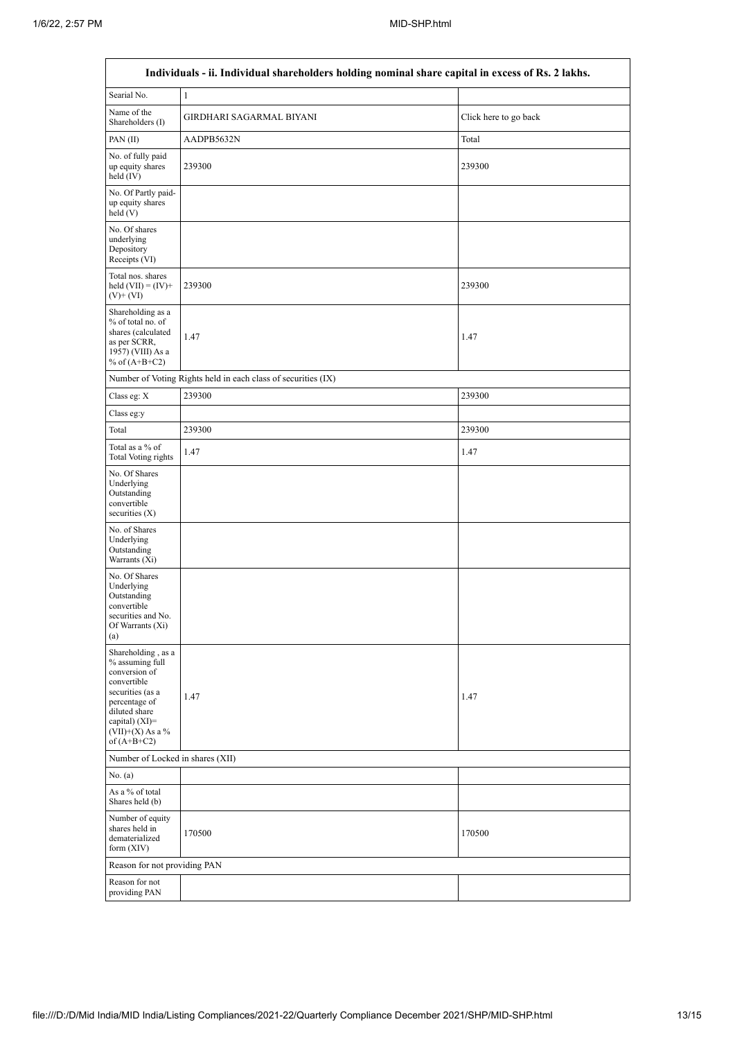| Individuals - ii. Individual shareholders holding nominal share capital in excess of Rs. 2 lakhs. | | |
|---|---|---|
| Searial No. | 1 | |
| Name of the Shareholders (I) | GIRDHARI SAGARMAL BIYANI | Click here to go back |
| PAN (II) | AADPB5632N | Total |
| No. of fully paid up equity shares held (IV) | 239300 | 239300 |
| No. Of Partly paid-up equity shares held (V) | | |
| No. Of shares underlying Depository Receipts (VI) | | |
| Total nos. shares held (VII) = (IV)+ (V)+ (VI) | 239300 | 239300 |
| Shareholding as a % of total no. of shares (calculated as per SCRR, 1957) (VIII) As a % of (A+B+C2) | 1.47 | 1.47 |
| Number of Voting Rights held in each class of securities (IX) | | |
| Class eg: X | 239300 | 239300 |
| Class eg:y | | |
| Total | 239300 | 239300 |
| Total as a % of Total Voting rights | 1.47 | 1.47 |
| No. Of Shares Underlying Outstanding convertible securities (X) | | |
| No. of Shares Underlying Outstanding Warrants (Xi) | | |
| No. Of Shares Underlying Outstanding convertible securities and No. Of Warrants (Xi) (a) | | |
| Shareholding , as a % assuming full conversion of convertible securities (as a percentage of diluted share capital) (XI)= (VII)+(X) As a % of (A+B+C2) | 1.47 | 1.47 |
| Number of Locked in shares (XII) | | |
| No. (a) | | |
| As a % of total Shares held (b) | | |
| Number of equity shares held in dematerialized form (XIV) | 170500 | 170500 |
| Reason for not providing PAN | | |
| Reason for not providing PAN | | |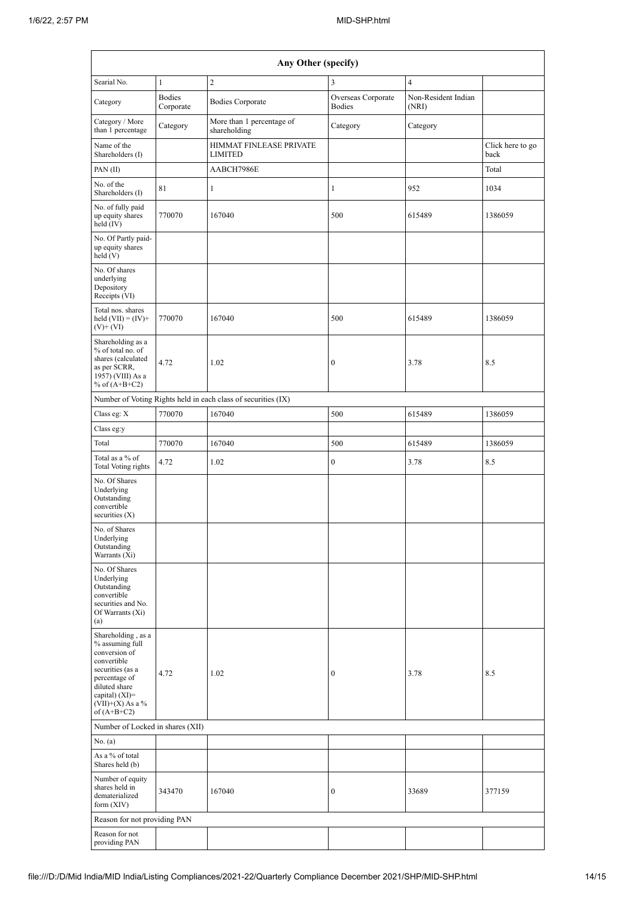| Any Other (specify) | | | | | |
|---|---|---|---|---|---|
| Searial No. | 1 | 2 | 3 | 4 | |
| Category | Bodies Corporate | Bodies Corporate | Overseas Corporate Bodies | Non-Resident Indian (NRI) | |
| Category / More than 1 percentage | Category | More than 1 percentage of shareholding | Category | Category | |
| Name of the Shareholders (I) | | HIMMAT FINLEASE PRIVATE LIMITED | | | Click here to go back |
| PAN (II) | | AABCH7986E | | | Total |
| No. of the Shareholders (I) | 81 | 1 | 1 | 952 | 1034 |
| No. of fully paid up equity shares held (IV) | 770070 | 167040 | 500 | 615489 | 1386059 |
| No. Of Partly paid-up equity shares held (V) | | | | | |
| No. Of shares underlying Depository Receipts (VI) | | | | | |
| Total nos. shares held (VII) = (IV)+(V)+ (VI) | 770070 | 167040 | 500 | 615489 | 1386059 |
| Shareholding as a % of total no. of shares (calculated as per SCRR, 1957) (VIII) As a % of (A+B+C2) | 4.72 | 1.02 | 0 | 3.78 | 8.5 |
| Number of Voting Rights held in each class of securities (IX) | | | | | |
| Class eg: X | 770070 | 167040 | 500 | 615489 | 1386059 |
| Class eg:y | | | | | |
| Total | 770070 | 167040 | 500 | 615489 | 1386059 |
| Total as a % of Total Voting rights | 4.72 | 1.02 | 0 | 3.78 | 8.5 |
| No. Of Shares Underlying Outstanding convertible securities (X) | | | | | |
| No. of Shares Underlying Outstanding Warrants (Xi) | | | | | |
| No. Of Shares Underlying Outstanding convertible securities and No. Of Warrants (Xi) (a) | | | | | |
| Shareholding , as a % assuming full conversion of convertible securities (as a percentage of diluted share capital) (XI)= (VII)+(X) As a % of (A+B+C2) | 4.72 | 1.02 | 0 | 3.78 | 8.5 |
| Number of Locked in shares (XII) | | | | | |
| No. (a) | | | | | |
| As a % of total Shares held (b) | | | | | |
| Number of equity shares held in dematerialized form (XIV) | 343470 | 167040 | 0 | 33689 | 377159 |
| Reason for not providing PAN | | | | | |
| Reason for not providing PAN | | | | | |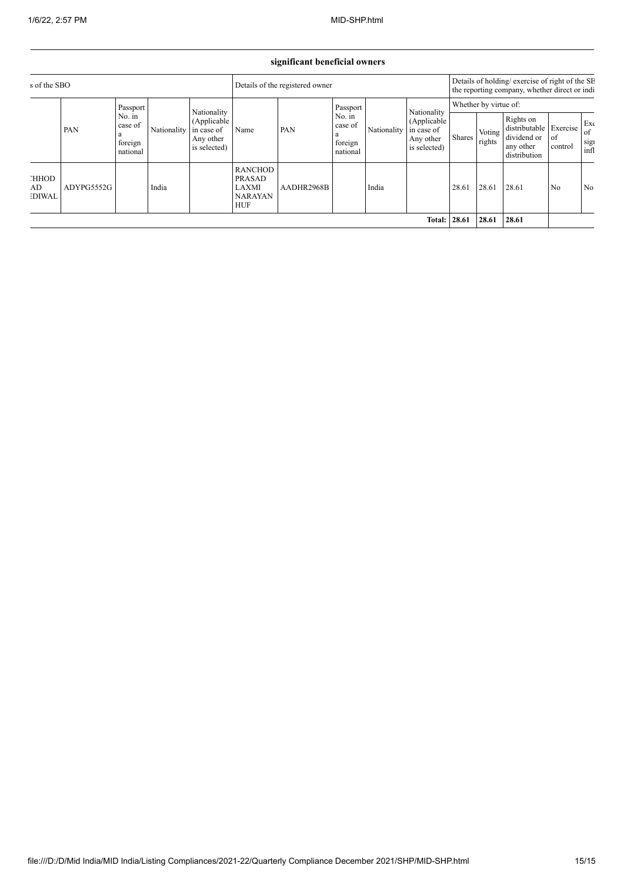## significant beneficial owners

| s of the SBO | | | | | Details of the registered owner | | | | | Details of holding/ exercise of right of the SB the reporting company, whether direct or indi | | | | |
|---|---|---|---|---|---|---|---|---|---|---|---|---|---|---|
| | | | | | | | | | | Whether by virtue of: | | | | |
| | PAN | Passport No. in case of a foreign national | Nationality | Nationality (Applicable in case of Any other is selected) | Name | PAN | Passport No. in case of a foreign national | Nationality | Nationality (Applicable in case of Any other is selected) | Shares | Voting rights | Rights on distributable dividend or any other distribution | Exercise of control | Exe of sigi infl |
| CHHOD AD EDIWAL | ADYPG5552G | | India | | RANCHOD PRASAD LAXMI NARAYAN HUF | AADHR2968B | | India | | 28.61 | 28.61 | 28.61 | No | No |
| | | | | | | | | | **Total:** | **28.61** | **28.61** | **28.61** | | |